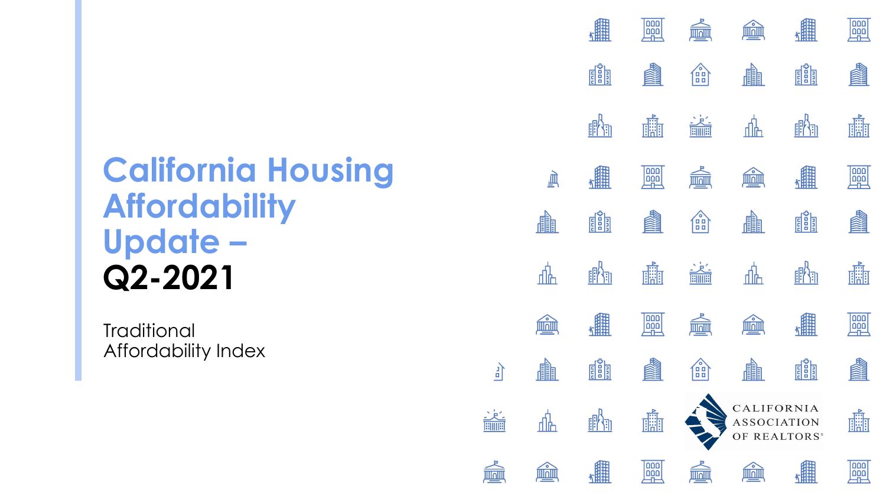# California Housing Affordability Update – Q2-2021

Traditional Affordability Index

CALIFORNIA ASSOCIATION OF REALTORS®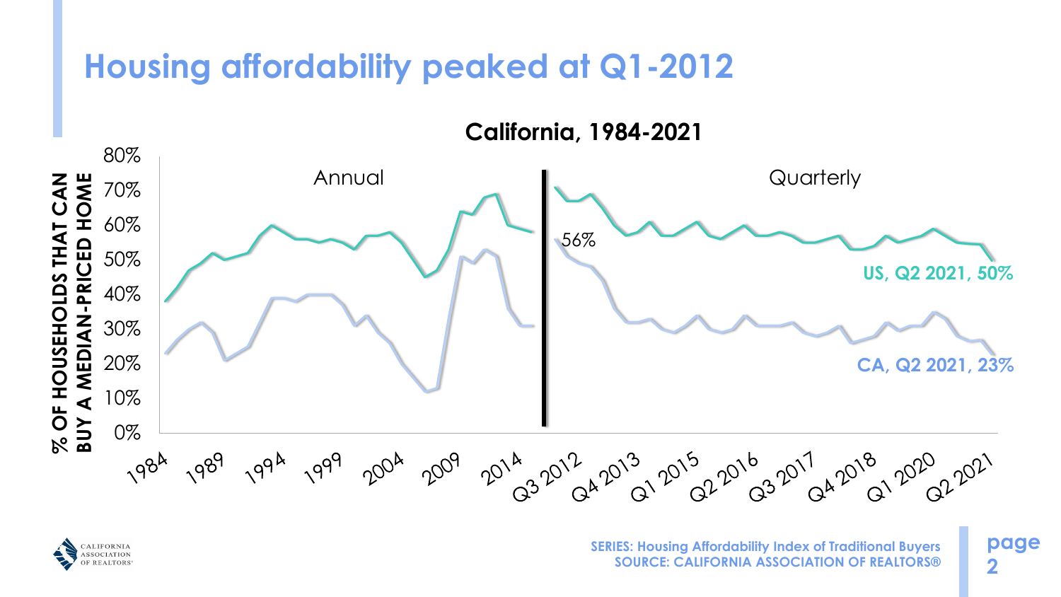# Housing affordability peaked at Q1-2012

**California, 1984-2021**

% OF HOUSEHOLDS THAT CAN BUY A MEDIAN-PRICED HOME

Annual | Quarterly

56%

**US, Q2 2021, 50%**

**CA, Q2 2021, 23%**

SERIES: Housing Affordability Index of Traditional Buyers
SOURCE: CALIFORNIA ASSOCIATION OF REALTORS®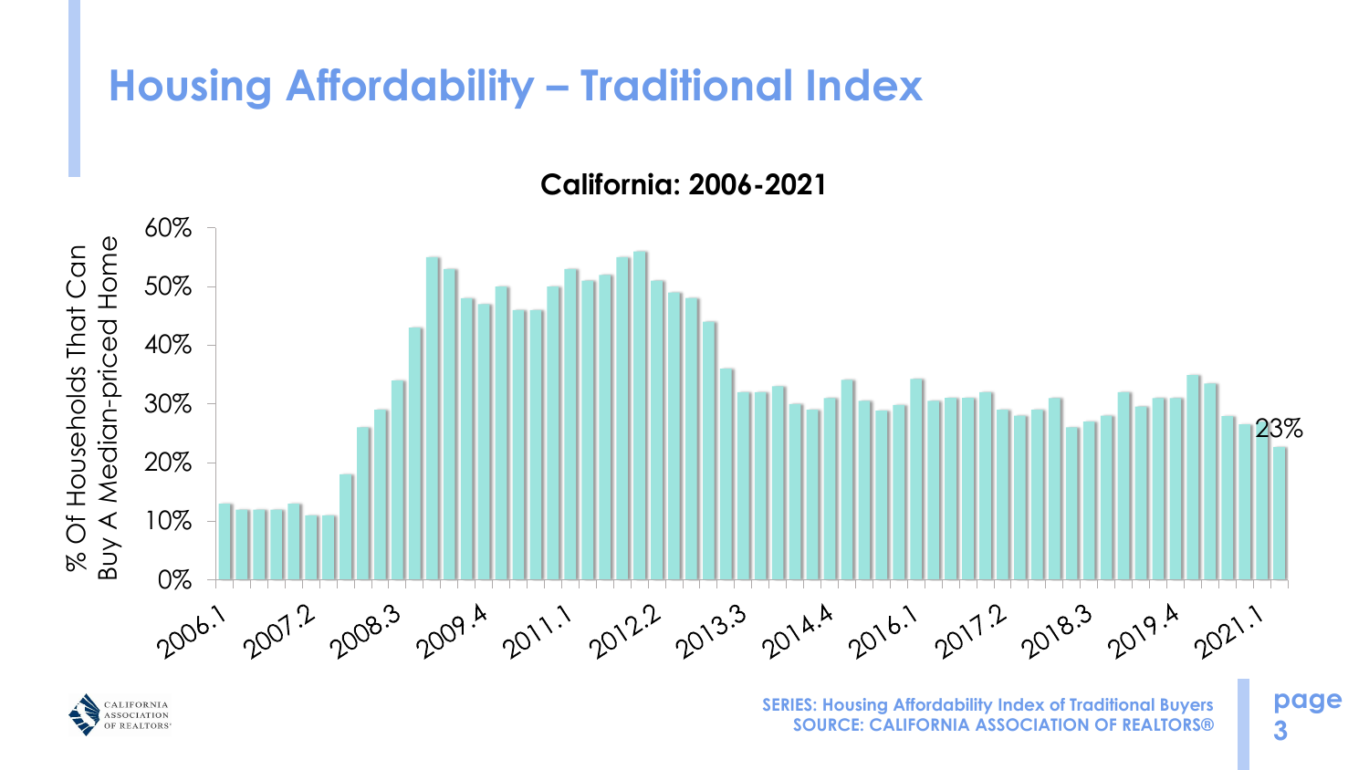# Housing Affordability – Traditional Index

**California: 2006-2021**

% Of Households That Can Buy A Median-priced Home

60%
50%
40%
30%
20%
10%
0%

2006.1 2007.2 2008.3 2009.4 2011.1 2012.2 2013.3 2014.4 2016.1 2017.2 2018.3 2019.4 2021.1

23%

**SERIES: Housing Affordability Index of Traditional Buyers**
**SOURCE: CALIFORNIA ASSOCIATION OF REALTORS®**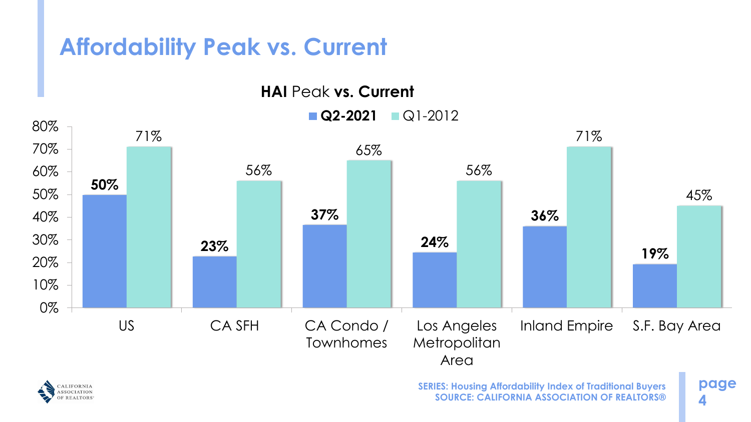# Affordability Peak vs. Current

**HAI** Peak **vs. Current**

| | Q2-2021 | Q1-2012 |
|---|---|---|
| US | 50% | 71% |
| CA SFH | 23% | 56% |
| CA Condo / Townhomes | 37% | 65% |
| Los Angeles Metropolitan Area | 24% | 56% |
| Inland Empire | 36% | 71% |
| S.F. Bay Area | 19% | 45% |

SERIES: Housing Affordability Index of Traditional Buyers
SOURCE: CALIFORNIA ASSOCIATION OF REALTORS®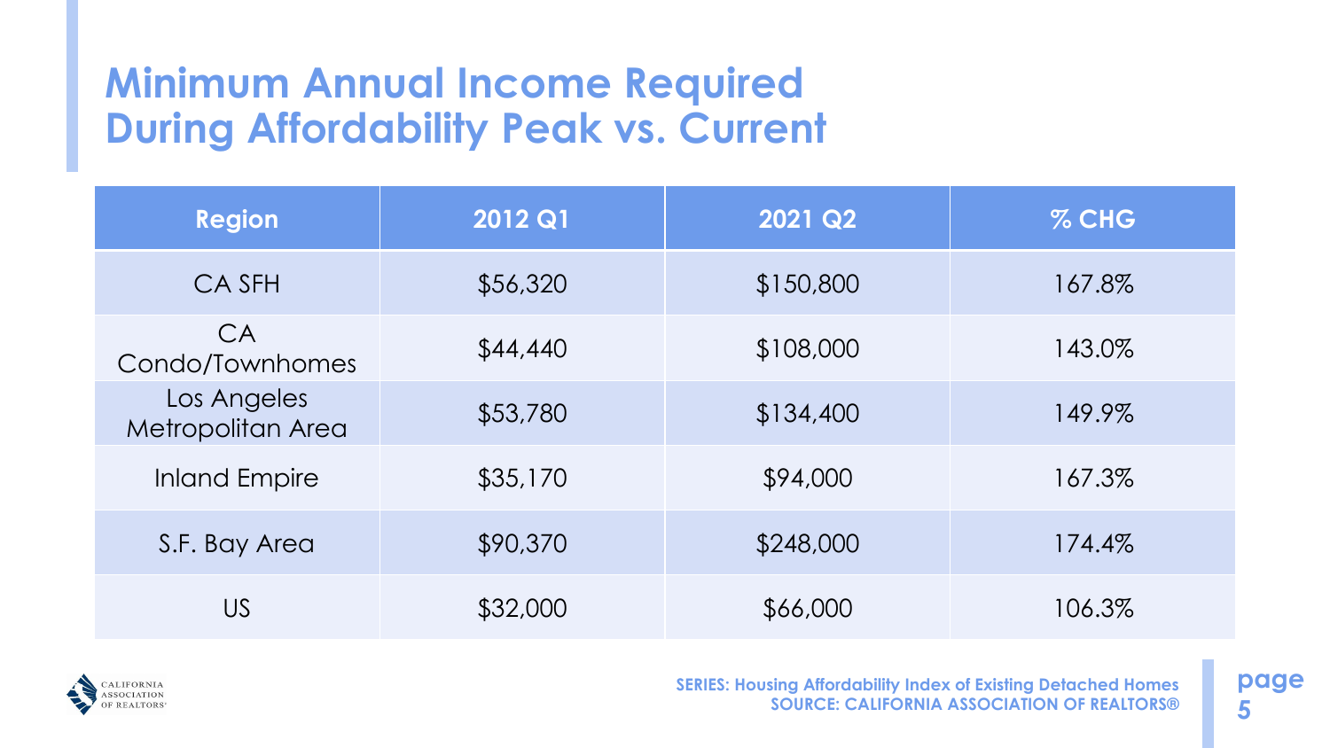# Minimum Annual Income Required During Affordability Peak vs. Current

| Region | 2012 Q1 | 2021 Q2 | % CHG |
|---|---|---|---|
| CA SFH | $56,320 | $150,800 | 167.8% |
| CA Condo/Townhomes | $44,440 | $108,000 | 143.0% |
| Los Angeles Metropolitan Area | $53,780 | $134,400 | 149.9% |
| Inland Empire | $35,170 | $94,000 | 167.3% |
| S.F. Bay Area | $90,370 | $248,000 | 174.4% |
| US | $32,000 | $66,000 | 106.3% |

**SERIES: Housing Affordability Index of Existing Detached Homes**
**SOURCE: CALIFORNIA ASSOCIATION OF REALTORS®**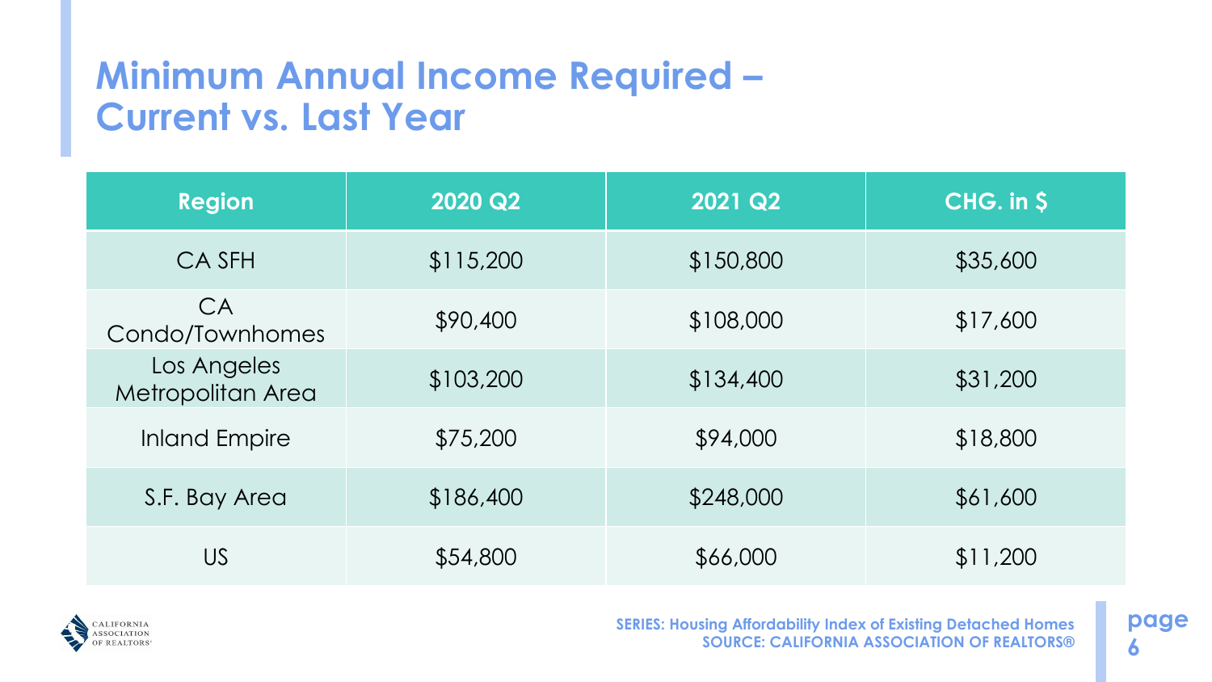# Minimum Annual Income Required – Current vs. Last Year

| Region | 2020 Q2 | 2021 Q2 | CHG. in $ |
|---|---|---|---|
| CA SFH | $115,200 | $150,800 | $35,600 |
| CA Condo/Townhomes | $90,400 | $108,000 | $17,600 |
| Los Angeles Metropolitan Area | $103,200 | $134,400 | $31,200 |
| Inland Empire | $75,200 | $94,000 | $18,800 |
| S.F. Bay Area | $186,400 | $248,000 | $61,600 |
| US | $54,800 | $66,000 | $11,200 |

**SERIES: Housing Affordability Index of Existing Detached Homes**
**SOURCE: CALIFORNIA ASSOCIATION OF REALTORS®**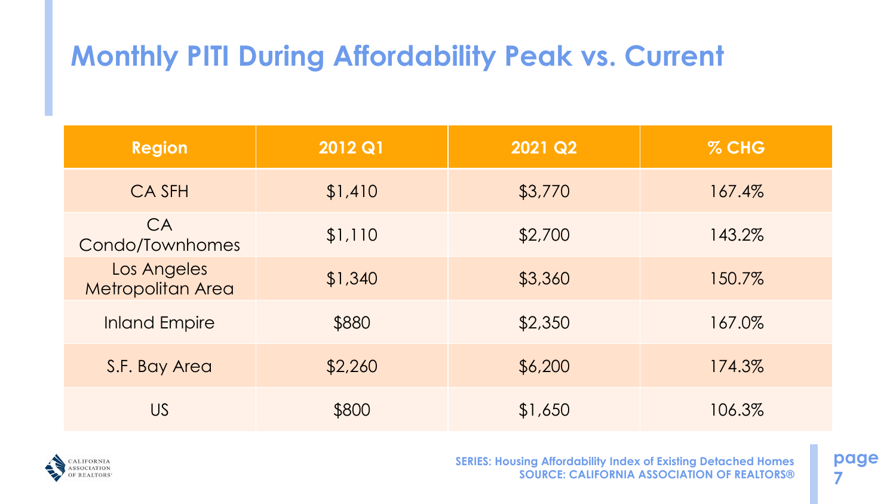# Monthly PITI During Affordability Peak vs. Current

| Region | 2012 Q1 | 2021 Q2 | % CHG |
|---|---|---|---|
| CA SFH | $1,410 | $3,770 | 167.4% |
| CA Condo/Townhomes | $1,110 | $2,700 | 143.2% |
| Los Angeles Metropolitan Area | $1,340 | $3,360 | 150.7% |
| Inland Empire | $880 | $2,350 | 167.0% |
| S.F. Bay Area | $2,260 | $6,200 | 174.3% |
| US | $800 | $1,650 | 106.3% |

**SERIES: Housing Affordability Index of Existing Detached Homes**
**SOURCE: CALIFORNIA ASSOCIATION OF REALTORS®**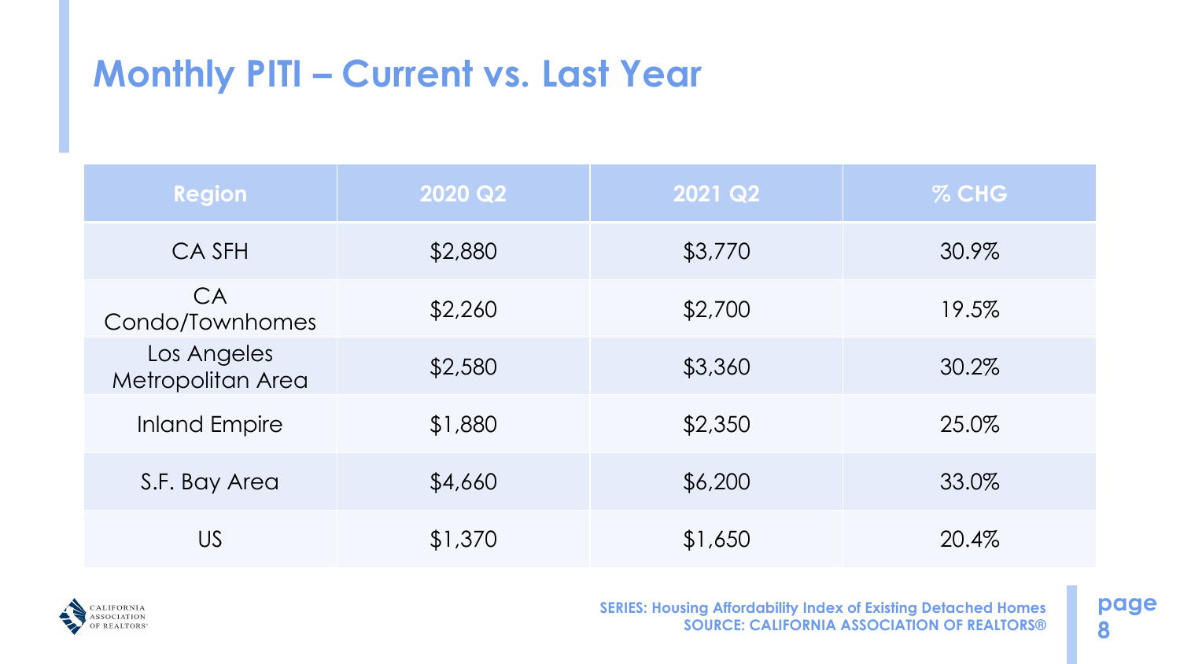# Monthly PITI – Current vs. Last Year

| Region | 2020 Q2 | 2021 Q2 | % CHG |
| --- | --- | --- | --- |
| CA SFH | $2,880 | $3,770 | 30.9% |
| CA Condo/Townhomes | $2,260 | $2,700 | 19.5% |
| Los Angeles Metropolitan Area | $2,580 | $3,360 | 30.2% |
| Inland Empire | $1,880 | $2,350 | 25.0% |
| S.F. Bay Area | $4,660 | $6,200 | 33.0% |
| US | $1,370 | $1,650 | 20.4% |

**SERIES: Housing Affordability Index of Existing Detached Homes**
**SOURCE: CALIFORNIA ASSOCIATION OF REALTORS®**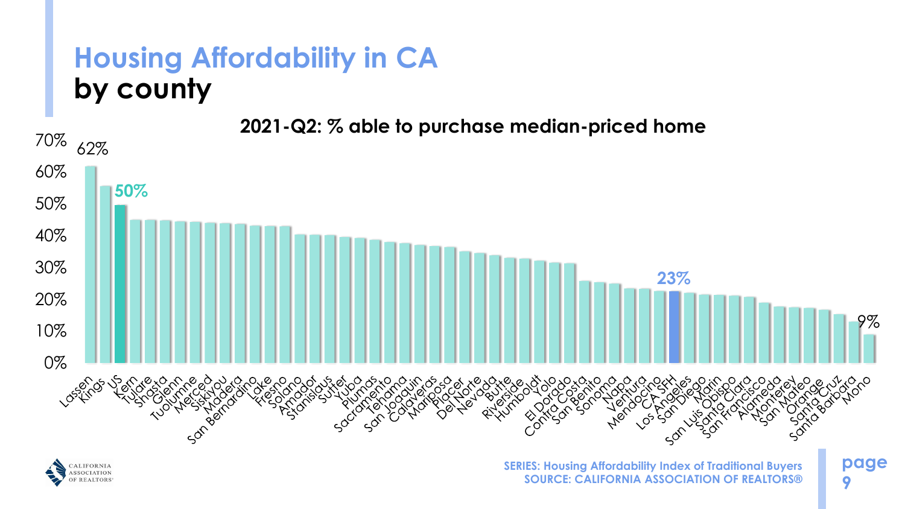# Housing Affordability in CA
## by county

**2021-Q2: % able to purchase median-priced home**

70%
60%
50%
40%
30%
20%
10%
0%

62%
50%
23%
9%

Lassen, Kings, US, Kern, Tulare, Shasta, Glenn, Tuolumne, Merced, Siskiyou, Madera, San Bernardino, Lake, Fresno, Solano, Amador, Stanislaus, Sutter, Yuba, Plumas, Sacramento, Tehama, San Joaquin, Calaveras, Mariposa, Placer, Del Norte, Nevada, Butte, Riverside, Humboldt, Yolo, El Dorado, Contra Costa, San Benito, Sonoma, Napa, Ventura, Mendocino, CA SFH, Los Angeles, San Diego, Marin, San Luis Obispo, Santa Clara, San Francisco, Alameda, Monterey, San Mateo, Orange, Santa Cruz, Santa Barbara, Mono

CALIFORNIA ASSOCIATION OF REALTORS®

SERIES: Housing Affordability Index of Traditional Buyers
SOURCE: CALIFORNIA ASSOCIATION OF REALTORS®